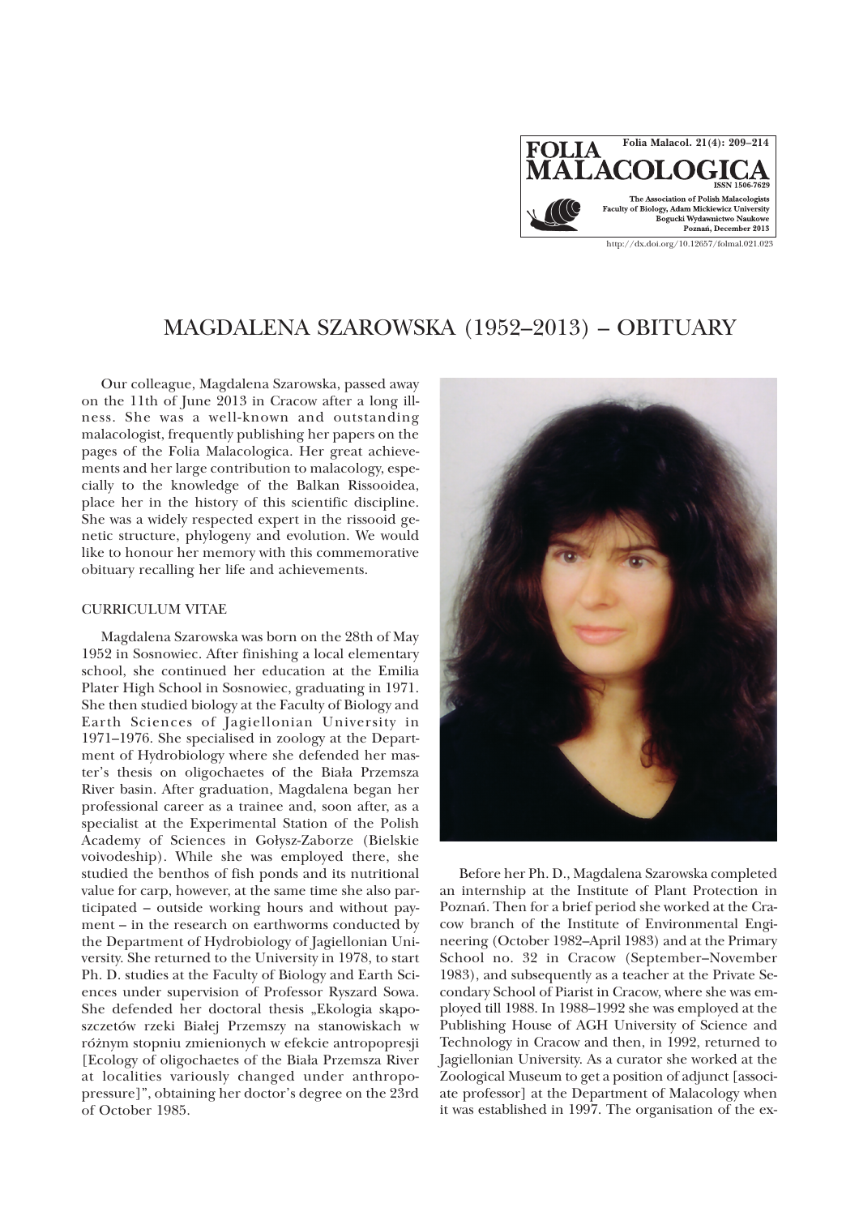# MAGDALENA SZAROWSKA (1952–2013) – OBITUARY

Our colleague, Magdalena Szarowska, passed away on the 11th of June 2013 in Cracow after a long illness. She was a well-known and outstanding malacologist, frequently publishing her papers on the pages of the Folia Malacologica. Her great achievements and her large contribution to malacology, especially to the knowledge of the Balkan Rissooidea, place her in the history of this scientific discipline. She was a widely respected expert in the rissooid genetic structure, phylogeny and evolution. We would like to honour her memory with this commemorative obituary recalling her life and achievements.

## CURRICULUM VITAE

Magdalena Szarowska was born on the 28th of May 1952 in Sosnowiec. After finishing a local elementary school, she continued her education at the Emilia Plater High School in Sosnowiec, graduating in 1971. She then studied biology at the Faculty of Biology and Earth Sciences of Jagiellonian University in 1971–1976. She specialised in zoology at the Department of Hydrobiology where she defended her master's thesis on oligochaetes of the Biała Przemsza River basin. After graduation, Magdalena began her professional career as a trainee and, soon after, as a specialist at the Experimental Station of the Polish Academy of Sciences in Gołysz-Zaborze (Bielskie voivodeship). While she was employed there, she studied the benthos of fish ponds and its nutritional value for carp, however, at the same time she also participated – outside working hours and without payment – in the research on earthworms conducted by the Department of Hydrobiology of Jagiellonian University. She returned to the University in 1978, to start Ph. D. studies at the Faculty of Biology and Earth Sciences under supervision of Professor Ryszard Sowa. She defended her doctoral thesis „Ekologia skąposzczetów rzeki Białej Przemszy na stanowiskach w różnym stopniu zmienionych w efekcie antropopresji [Ecology of oligochaetes of the Biała Przemsza River at localities variously changed under anthropopressure]", obtaining her doctor's degree on the 23rd of October 1985.

Before her Ph. D., Magdalena Szarowska completed an internship at the Institute of Plant Protection in Poznań. Then for a brief period she worked at the Cracow branch of the Institute of Environmental Engineering (October 1982–April 1983) and at the Primary School no. 32 in Cracow (September–November 1983), and subsequently as a teacher at the Private Secondary School of Piarist in Cracow, where she was employed till 1988. In 1988–1992 she was employed at the Publishing House of AGH University of Science and Technology in Cracow and then, in 1992, returned to Jagiellonian University. As a curator she worked at the Zoological Museum to get a position of adjunct [associate professor] at the Department of Malacology when it was established in 1997. The organisation of the ex-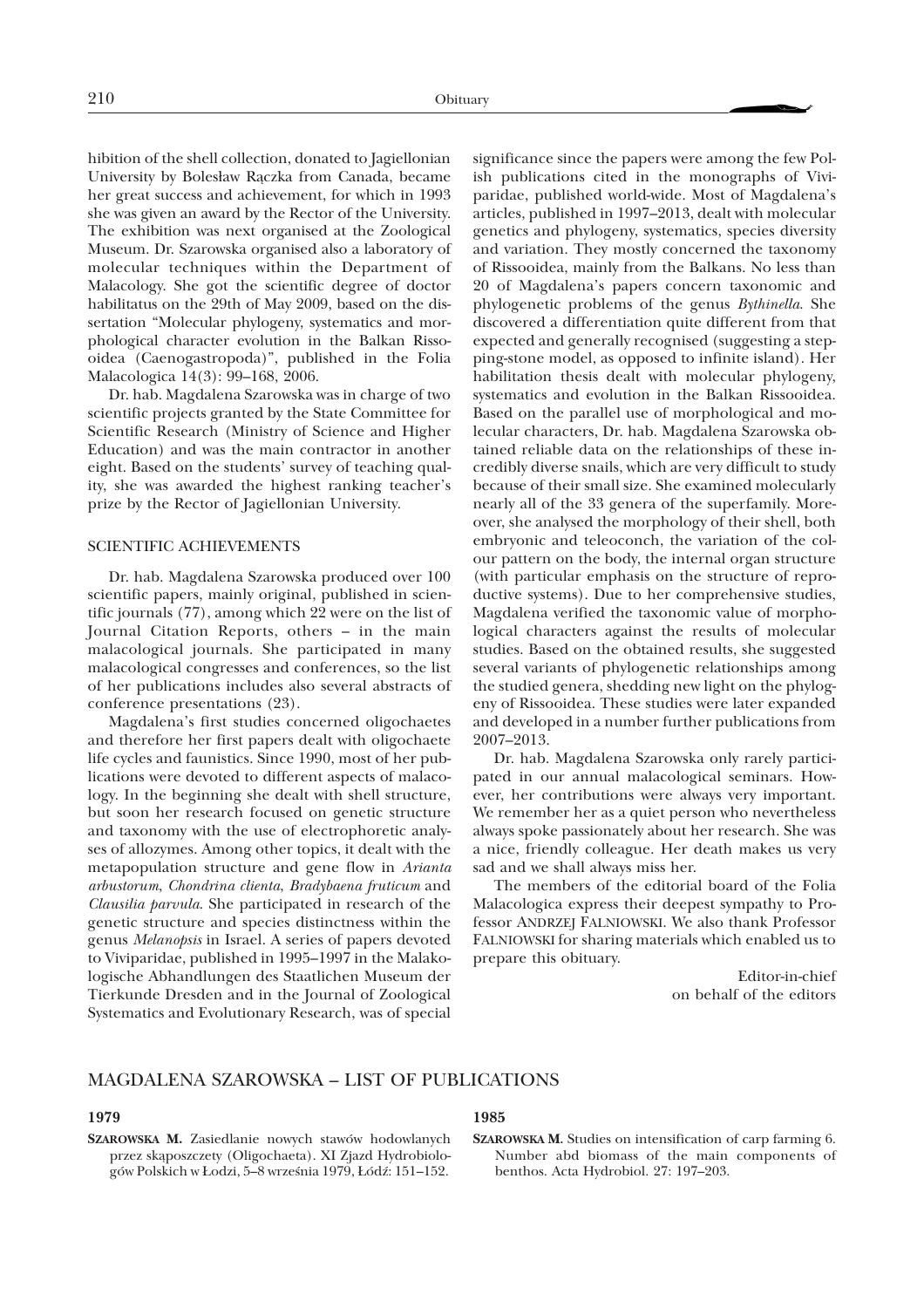hibition of the shell collection, donated to Jagiellonian University by Bolesław Rączka from Canada, became her great success and achievement, for which in 1993 she was given an award by the Rector of the University. The exhibition was next organised at the Zoological Museum. Dr. Szarowska organised also a laboratory of molecular techniques within the Department of Malacology. She got the scientific degree of doctor habilitatus on the 29th of May 2009, based on the dissertation "Molecular phylogeny, systematics and morphological character evolution in the Balkan Rissooidea (Caenogastropoda)", published in the Folia Malacologica 14(3): 99–168, 2006.

Dr. hab. Magdalena Szarowska was in charge of two scientific projects granted by the State Committee for Scientific Research (Ministry of Science and Higher Education) and was the main contractor in another eight. Based on the students' survey of teaching quality, she was awarded the highest ranking teacher's prize by the Rector of Jagiellonian University.

## SCIENTIFIC ACHIEVEMENTS

Dr. hab. Magdalena Szarowska produced over 100 scientific papers, mainly original, published in scientific journals (77), among which 22 were on the list of Journal Citation Reports, others – in the main malacological journals. She participated in many malacological congresses and conferences, so the list of her publications includes also several abstracts of conference presentations (23).

Magdalena's first studies concerned oligochaetes and therefore her first papers dealt with oligochaete life cycles and faunistics. Since 1990, most of her publications were devoted to different aspects of malacology. In the beginning she dealt with shell structure, but soon her research focused on genetic structure and taxonomy with the use of electrophoretic analyses of allozymes. Among other topics, it dealt with the metapopulation structure and gene flow in *Arianta arbustorum*, *Chondrina clienta*, *Bradybaena fruticum* and *Clausilia parvula*. She participated in research of the genetic structure and species distinctness within the genus *Melanopsis* in Israel. A series of papers devoted to Viviparidae, published in 1995–1997 in the Malakologische Abhandlungen des Staatlichen Museum der Tierkunde Dresden and in the Journal of Zoological Systematics and Evolutionary Research, was of special significance since the papers were among the few Polish publications cited in the monographs of Viviparidae, published world-wide. Most of Magdalena's articles, published in 1997–2013, dealt with molecular genetics and phylogeny, systematics, species diversity and variation. They mostly concerned the taxonomy of Rissooidea, mainly from the Balkans. No less than 20 of Magdalena's papers concern taxonomic and phylogenetic problems of the genus *Bythinella*. She discovered a differentiation quite different from that expected and generally recognised (suggesting a stepping-stone model, as opposed to infinite island). Her habilitation thesis dealt with molecular phylogeny, systematics and evolution in the Balkan Rissooidea. Based on the parallel use of morphological and molecular characters, Dr. hab. Magdalena Szarowska obtained reliable data on the relationships of these incredibly diverse snails, which are very difficult to study because of their small size. She examined molecularly nearly all of the 33 genera of the superfamily. Moreover, she analysed the morphology of their shell, both embryonic and teleoconch, the variation of the colour pattern on the body, the internal organ structure (with particular emphasis on the structure of reproductive systems). Due to her comprehensive studies, Magdalena verified the taxonomic value of morphological characters against the results of molecular studies. Based on the obtained results, she suggested several variants of phylogenetic relationships among the studied genera, shedding new light on the phylogeny of Rissooidea. These studies were later expanded and developed in a number further publications from 2007–2013.

Dr. hab. Magdalena Szarowska only rarely participated in our annual malacological seminars. However, her contributions were always very important. We remember her as a quiet person who nevertheless always spoke passionately about her research. She was a nice, friendly colleague. Her death makes us very sad and we shall always miss her.

The members of the editorial board of the Folia Malacologica express their deepest sympathy to Professor ANDRZEJ FALNIOWSKI. We also thank Professor FALNIOWSKI for sharing materials which enabled us to prepare this obituary.

Editor-in-chief
on behalf of the editors

## MAGDALENA SZAROWSKA – LIST OF PUBLICATIONS

### 1979

**SZAROWSKA M.** Zasiedlanie nowych stawów hodowlanych przez skąposzczety (Oligochaeta). XI Zjazd Hydrobiologów Polskich w Łodzi, 5–8 września 1979, Łódź: 151–152.

### 1985

**SZAROWSKA M.** Studies on intensification of carp farming 6. Number abd biomass of the main components of benthos. Acta Hydrobiol. 27: 197–203.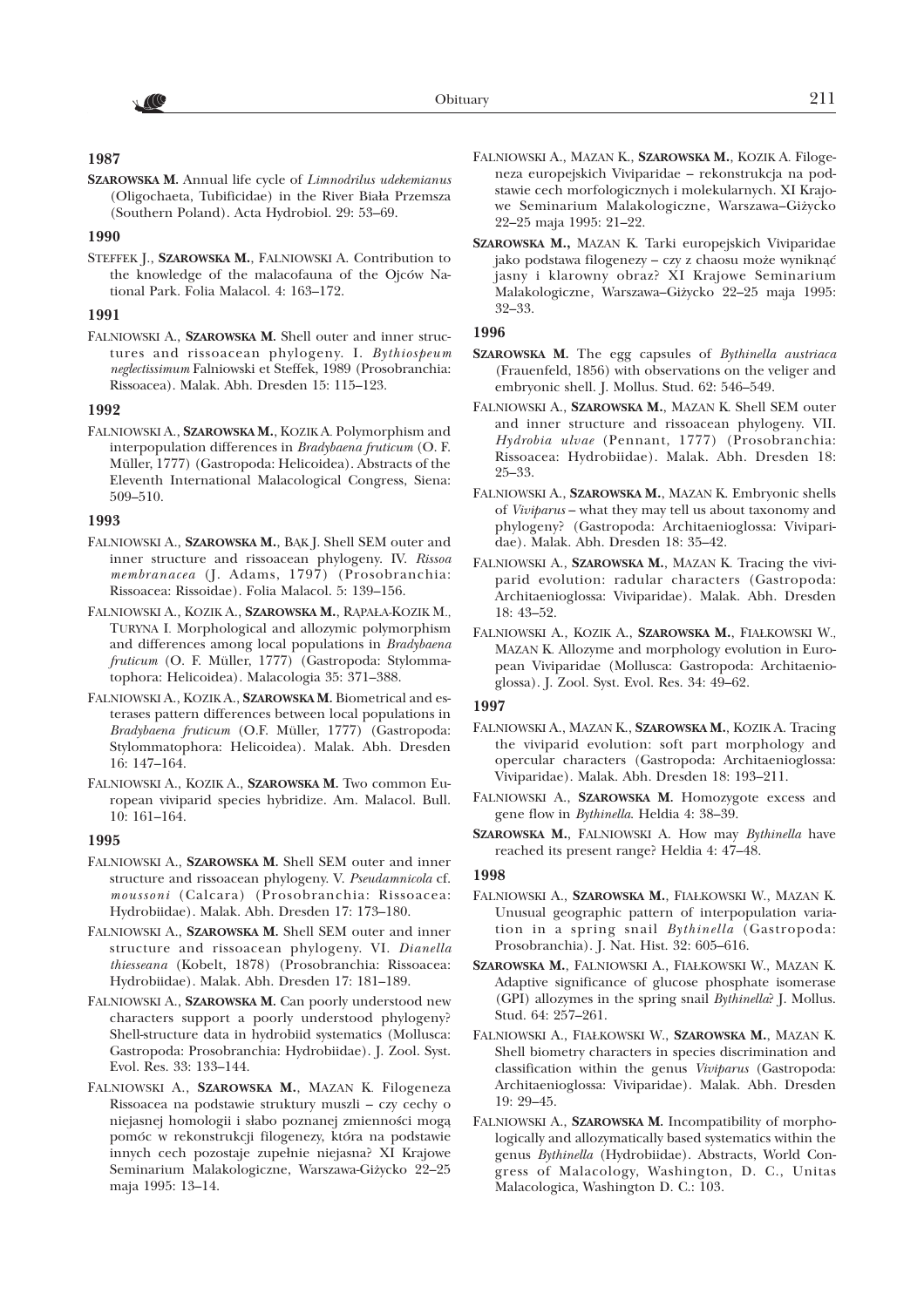### 1987

**SZAROWSKA M.** Annual life cycle of *Limnodrilus udekemianus* (Oligochaeta, Tubificidae) in the River Biała Przemsza (Southern Poland). Acta Hydrobiol. 29: 53–69.

### 1990

STEFFEK J., **SZAROWSKA M.**, FALNIOWSKI A. Contribution to the knowledge of the malacofauna of the Ojców National Park. Folia Malacol. 4: 163–172.

### 1991

FALNIOWSKI A., **SZAROWSKA M.** Shell outer and inner structures and rissoacean phylogeny. I. *Bythiospeum neglectissimum* Falniowski et Steffek, 1989 (Prosobranchia: Rissoacea). Malak. Abh. Dresden 15: 115–123.

### 1992

FALNIOWSKI A., **SZAROWSKA M.**, KOZIK A. Polymorphism and interpopulation differences in *Bradybaena fruticum* (O. F. Müller, 1777) (Gastropoda: Helicoidea). Abstracts of the Eleventh International Malacological Congress, Siena: 509–510.

### 1993

FALNIOWSKI A., **SZAROWSKA M.**, BĄK J. Shell SEM outer and inner structure and rissoacean phylogeny. IV. *Rissoa membranacea* (J. Adams, 1797) (Prosobranchia: Rissoacea: Rissoidae). Folia Malacol. 5: 139–156.

FALNIOWSKI A., KOZIK A., **SZAROWSKA M.**, RĄPAŁA-KOZIK M., TURYNA I. Morphological and allozymic polymorphism and differences among local populations in *Bradybaena fruticum* (O. F. Müller, 1777) (Gastropoda: Stylommatophora: Helicoidea). Malacologia 35: 371–388.

FALNIOWSKI A., KOZIK A., **SZAROWSKA M.** Biometrical and esterases pattern differences between local populations in *Bradybaena fruticum* (O.F. Müller, 1777) (Gastropoda: Stylommatophora: Helicoidea). Malak. Abh. Dresden 16: 147–164.

FALNIOWSKI A., KOZIK A., **SZAROWSKA M.** Two common European viviparid species hybridize. Am. Malacol. Bull. 10: 161–164.

### 1995

FALNIOWSKI A., **SZAROWSKA M.** Shell SEM outer and inner structure and rissoacean phylogeny. V. *Pseudamnicola* cf. *moussoni* (Calcara) (Prosobranchia: Rissoacea: Hydrobiidae). Malak. Abh. Dresden 17: 173–180.

FALNIOWSKI A., **SZAROWSKA M.** Shell SEM outer and inner structure and rissoacean phylogeny. VI. *Dianella thiesseana* (Kobelt, 1878) (Prosobranchia: Rissoacea: Hydrobiidae). Malak. Abh. Dresden 17: 181–189.

FALNIOWSKI A., **SZAROWSKA M.** Can poorly understood new characters support a poorly understood phylogeny? Shell-structure data in hydrobiid systematics (Mollusca: Gastropoda: Prosobranchia: Hydrobiidae). J. Zool. Syst. Evol. Res. 33: 133–144.

FALNIOWSKI A., **SZAROWSKA M.**, MAZAN K. Filogeneza Rissoacea na podstawie struktury muszli – czy cechy o niejasnej homologii i słabo poznanej zmienności mogą pomóc w rekonstrukcji filogenezy, która na podstawie innych cech pozostaje zupełnie niejasna? XI Krajowe Seminarium Malakologiczne, Warszawa-Giżycko 22–25 maja 1995: 13–14.

FALNIOWSKI A., MAZAN K., **SZAROWSKA M.**, KOZIK A. Filogeneza europejskich Viviparidae – rekonstrukcja na podstawie cech morfologicznych i molekularnych. XI Krajowe Seminarium Malakologiczne, Warszawa–Giżycko 22–25 maja 1995: 21–22.

**SZAROWSKA M.**, MAZAN K. Tarki europejskich Viviparidae jako podstawa filogenezy – czy z chaosu może wyniknąć jasny i klarowny obraz? XI Krajowe Seminarium Malakologiczne, Warszawa–Giżycko 22–25 maja 1995: 32–33.

### 1996

**SZAROWSKA M.** The egg capsules of *Bythinella austriaca* (Frauenfeld, 1856) with observations on the veliger and embryonic shell. J. Mollus. Stud. 62: 546–549.

FALNIOWSKI A., **SZAROWSKA M.**, MAZAN K. Shell SEM outer and inner structure and rissoacean phylogeny. VII. *Hydrobia ulvae* (Pennant, 1777) (Prosobranchia: Rissoacea: Hydrobiidae). Malak. Abh. Dresden 18: 25–33.

FALNIOWSKI A., **SZAROWSKA M.**, MAZAN K. Embryonic shells of *Viviparus* – what they may tell us about taxonomy and phylogeny? (Gastropoda: Architaenioglossa: Viviparidae). Malak. Abh. Dresden 18: 35–42.

FALNIOWSKI A., **SZAROWSKA M.**, MAZAN K. Tracing the viviparid evolution: radular characters (Gastropoda: Architaenioglossa: Viviparidae). Malak. Abh. Dresden 18: 43–52.

FALNIOWSKI A., KOZIK A., **SZAROWSKA M.**, FIAŁKOWSKI W., MAZAN K. Allozyme and morphology evolution in European Viviparidae (Mollusca: Gastropoda: Architaenioglossa). J. Zool. Syst. Evol. Res. 34: 49–62.

### 1997

FALNIOWSKI A., MAZAN K., **SZAROWSKA M.**, KOZIK A. Tracing the viviparid evolution: soft part morphology and opercular characters (Gastropoda: Architaenioglossa: Viviparidae). Malak. Abh. Dresden 18: 193–211.

FALNIOWSKI A., **SZAROWSKA M.** Homozygote excess and gene flow in *Bythinella*. Heldia 4: 38–39.

**SZAROWSKA M.**, FALNIOWSKI A. How may *Bythinella* have reached its present range? Heldia 4: 47–48.

### 1998

FALNIOWSKI A., **SZAROWSKA M.**, FIAŁKOWSKI W., MAZAN K. Unusual geographic pattern of interpopulation variation in a spring snail *Bythinella* (Gastropoda: Prosobranchia). J. Nat. Hist. 32: 605–616.

**SZAROWSKA M.**, FALNIOWSKI A., FIAŁKOWSKI W., MAZAN K. Adaptive significance of glucose phosphate isomerase (GPI) allozymes in the spring snail *Bythinella*? J. Mollus. Stud. 64: 257–261.

FALNIOWSKI A., FIAŁKOWSKI W., **SZAROWSKA M.**, MAZAN K. Shell biometry characters in species discrimination and classification within the genus *Viviparus* (Gastropoda: Architaenioglossa: Viviparidae). Malak. Abh. Dresden 19: 29–45.

FALNIOWSKI A., **SZAROWSKA M.** Incompatibility of morphologically and allozymatically based systematics within the genus *Bythinella* (Hydrobiidae). Abstracts, World Congress of Malacology, Washington, D. C., Unitas Malacologica, Washington D. C.: 103.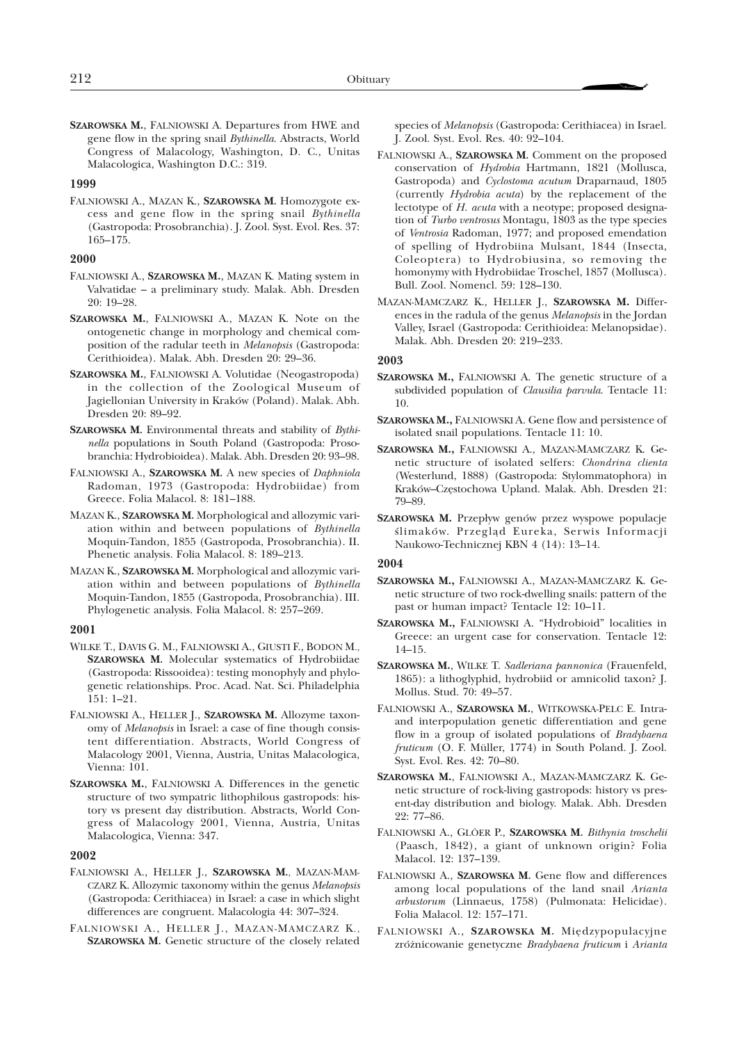**SZAROWSKA M.**, FALNIOWSKI A. Departures from HWE and gene flow in the spring snail *Bythinella*. Abstracts, World Congress of Malacology, Washington, D. C., Unitas Malacologica, Washington D.C.: 319.

**1999**

FALNIOWSKI A., MAZAN K., **SZAROWSKA M.** Homozygote excess and gene flow in the spring snail *Bythinella* (Gastropoda: Prosobranchia). J. Zool. Syst. Evol. Res. 37: 165–175.

**2000**

FALNIOWSKI A., **SZAROWSKA M.**, MAZAN K. Mating system in Valvatidae – a preliminary study. Malak. Abh. Dresden 20: 19–28.

**SZAROWSKA M.**, FALNIOWSKI A., MAZAN K. Note on the ontogenetic change in morphology and chemical composition of the radular teeth in *Melanopsis* (Gastropoda: Cerithioidea). Malak. Abh. Dresden 20: 29–36.

**SZAROWSKA M.**, FALNIOWSKI A. Volutidae (Neogastropoda) in the collection of the Zoological Museum of Jagiellonian University in Kraków (Poland). Malak. Abh. Dresden 20: 89–92.

**SZAROWSKA M.** Environmental threats and stability of *Bythinella* populations in South Poland (Gastropoda: Prosobranchia: Hydrobioidea). Malak. Abh. Dresden 20: 93–98.

FALNIOWSKI A., **SZAROWSKA M.** A new species of *Daphniola* Radoman, 1973 (Gastropoda: Hydrobiidae) from Greece. Folia Malacol. 8: 181–188.

MAZAN K., **SZAROWSKA M.** Morphological and allozymic variation within and between populations of *Bythinella* Moquin-Tandon, 1855 (Gastropoda, Prosobranchia). II. Phenetic analysis. Folia Malacol. 8: 189–213.

MAZAN K., **SZAROWSKA M.** Morphological and allozymic variation within and between populations of *Bythinella* Moquin-Tandon, 1855 (Gastropoda, Prosobranchia). III. Phylogenetic analysis. Folia Malacol. 8: 257–269.

**2001**

WILKE T., DAVIS G. M., FALNIOWSKI A., GIUSTI F., BODON M., **SZAROWSKA M.** Molecular systematics of Hydrobiidae (Gastropoda: Rissooidea): testing monophyly and phylogenetic relationships. Proc. Acad. Nat. Sci. Philadelphia 151: 1–21.

FALNIOWSKI A., HELLER J., **SZAROWSKA M.** Allozyme taxonomy of *Melanopsis* in Israel: a case of fine though consistent differentiation. Abstracts, World Congress of Malacology 2001, Vienna, Austria, Unitas Malacologica, Vienna: 101.

**SZAROWSKA M.**, FALNIOWSKI A. Differences in the genetic structure of two sympatric lithophilous gastropods: history vs present day distribution. Abstracts, World Congress of Malacology 2001, Vienna, Austria, Unitas Malacologica, Vienna: 347.

**2002**

FALNIOWSKI A., HELLER J., **SZAROWSKA M.**, MAZAN-MAMCZARZ K. Allozymic taxonomy within the genus *Melanopsis* (Gastropoda: Cerithiacea) in Israel: a case in which slight differences are congruent. Malacologia 44: 307–324.

FALNIOWSKI A., HELLER J., MAZAN-MAMCZARZ K., **SZAROWSKA M.** Genetic structure of the closely related species of *Melanopsis* (Gastropoda: Cerithiacea) in Israel. J. Zool. Syst. Evol. Res. 40: 92–104.

FALNIOWSKI A., **SZAROWSKA M.** Comment on the proposed conservation of *Hydrobia* Hartmann, 1821 (Mollusca, Gastropoda) and *Cyclostoma acutum* Draparnaud, 1805 (currently *Hydrobia acuta*) by the replacement of the lectotype of *H. acuta* with a neotype; proposed designation of *Turbo ventrosus* Montagu, 1803 as the type species of *Ventrosia* Radoman, 1977; and proposed emendation of spelling of Hydrobiina Mulsant, 1844 (Insecta, Coleoptera) to Hydrobiusina, so removing the homonymy with Hydrobiidae Troschel, 1857 (Mollusca). Bull. Zool. Nomencl. 59: 128–130.

MAZAN-MAMCZARZ K., HELLER J., **SZAROWSKA M.** Differences in the radula of the genus *Melanopsis* in the Jordan Valley, Israel (Gastropoda: Cerithioidea: Melanopsidae). Malak. Abh. Dresden 20: 219–233.

**2003**

**SZAROWSKA M.,** FALNIOWSKI A. The genetic structure of a subdivided population of *Clausilia parvula*. Tentacle 11: 10.

**SZAROWSKA M.,** FALNIOWSKI A. Gene flow and persistence of isolated snail populations. Tentacle 11: 10.

**SZAROWSKA M.,** FALNIOWSKI A., MAZAN-MAMCZARZ K. Genetic structure of isolated selfers: *Chondrina clienta* (Westerlund, 1888) (Gastropoda: Stylommatophora) in Kraków–Częstochowa Upland. Malak. Abh. Dresden 21: 79–89.

**SZAROWSKA M.** Przepływ genów przez wyspowe populacje ślimaków. Przegląd Eureka, Serwis Informacji Naukowo-Technicznej KBN 4 (14): 13–14.

**2004**

**SZAROWSKA M.,** FALNIOWSKI A., MAZAN-MAMCZARZ K. Genetic structure of two rock-dwelling snails: pattern of the past or human impact? Tentacle 12: 10–11.

**SZAROWSKA M.,** FALNIOWSKI A. "Hydrobioid" localities in Greece: an urgent case for conservation. Tentacle 12: 14–15.

**SZAROWSKA M.**, WILKE T. *Sadleriana pannonica* (Frauenfeld, 1865): a lithoglyphid, hydrobiid or amnicolid taxon? J. Mollus. Stud. 70: 49–57.

FALNIOWSKI A., **SZAROWSKA M.**, WITKOWSKA-PELC E. Intra- and interpopulation genetic differentiation and gene flow in a group of isolated populations of *Bradybaena fruticum* (O. F. Müller, 1774) in South Poland. J. Zool. Syst. Evol. Res. 42: 70–80.

**SZAROWSKA M.**, FALNIOWSKI A., MAZAN-MAMCZARZ K. Genetic structure of rock-living gastropods: history vs present-day distribution and biology. Malak. Abh. Dresden 22: 77–86.

FALNIOWSKI A., GLÖER P., **SZAROWSKA M.** *Bithynia troschelii* (Paasch, 1842), a giant of unknown origin? Folia Malacol. 12: 137–139.

FALNIOWSKI A., **SZAROWSKA M.** Gene flow and differences among local populations of the land snail *Arianta arbustorum* (Linnaeus, 1758) (Pulmonata: Helicidae). Folia Malacol. 12: 157–171.

FALNIOWSKI A., **SZAROWSKA M.** Międzypopulacyjne zróżnicowanie genetyczne *Bradybaena fruticum* i *Arianta*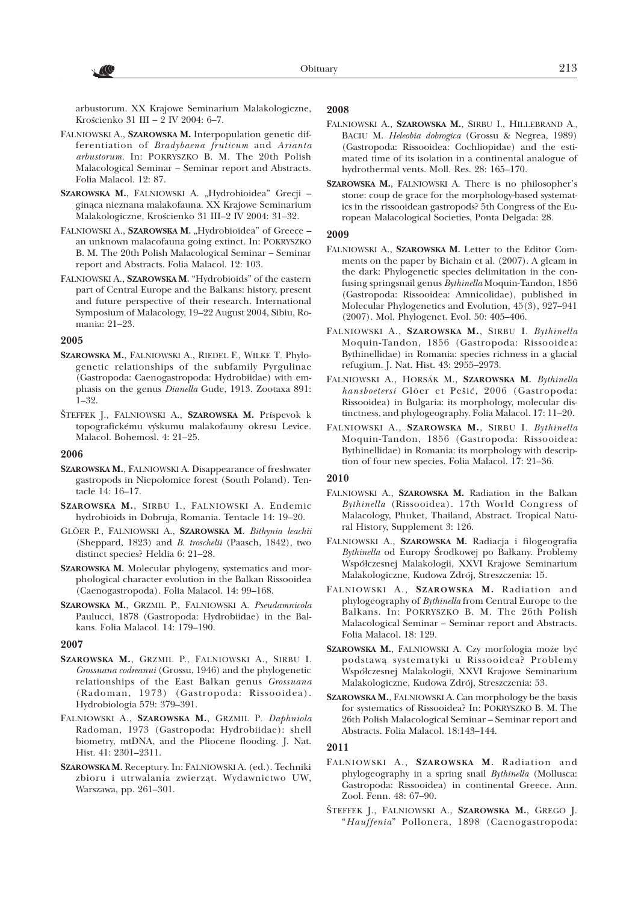arbustorum. XX Krajowe Seminarium Malakologiczne, Krościenko 31 III – 2 IV 2004: 6–7.

FALNIOWSKI A., **SZAROWSKA M.** Interpopulation genetic differentiation of *Bradybaena fruticum* and *Arianta arbustorum*. In: POKRYSZKO B. M. The 20th Polish Malacological Seminar – Seminar report and Abstracts. Folia Malacol. 12: 87.

**SZAROWSKA M.**, FALNIOWSKI A. „Hydrobioidea" Grecji – ginąca nieznana malakofauna. XX Krajowe Seminarium Malakologiczne, Krościenko 31 III–2 IV 2004: 31–32.

FALNIOWSKI A., **SZAROWSKA M.** „Hydrobioidea" of Greece – an unknown malacofauna going extinct. In: POKRYSZKO B. M. The 20th Polish Malacological Seminar – Seminar report and Abstracts. Folia Malacol. 12: 103.

FALNIOWSKI A., **SZAROWSKA M.** "Hydrobioids" of the eastern part of Central Europe and the Balkans: history, present and future perspective of their research. International Symposium of Malacology, 19–22 August 2004, Sibiu, Romania: 21–23.

## 2005

**SZAROWSKA M.**, FALNIOWSKI A., RIEDEL F., WILKE T. Phylogenetic relationships of the subfamily Pyrgulinae (Gastropoda: Caenogastropoda: Hydrobiidae) with emphasis on the genus *Dianella* Gude, 1913. Zootaxa 891: 1–32.

ŠTEFFEK J., FALNIOWSKI A., **SZAROWSKA M.** Príspevok k topografickému výskumu malakofauny okresu Levice. Malacol. Bohemosl. 4: 21–25.

## 2006

**SZAROWSKA M.**, FALNIOWSKI A. Disappearance of freshwater gastropods in Niepołomice forest (South Poland). Tentacle 14: 16–17.

**SZAROWSKA M.**, SIRBU I., FALNIOWSKI A. Endemic hydrobioids in Dobruja, Romania. Tentacle 14: 19–20.

GLÖER P., FALNIOWSKI A., **SZAROWSKA M**. *Bithynia leachii* (Sheppard, 1823) and *B. troschelii* (Paasch, 1842), two distinct species? Heldia 6: 21–28.

**SZAROWSKA M.** Molecular phylogeny, systematics and morphological character evolution in the Balkan Rissooidea (Caenogastropoda). Folia Malacol. 14: 99–168.

**SZAROWSKA M.**, GRZMIL P., FALNIOWSKI A. *Pseudamnicola* Paulucci, 1878 (Gastropoda: Hydrobiidae) in the Balkans. Folia Malacol. 14: 179–190.

## 2007

**SZAROWSKA M.**, GRZMIL P., FALNIOWSKI A., SIRBU I. *Grossuana codreanui* (Grossu, 1946) and the phylogenetic relationships of the East Balkan genus *Grossuana* (Radoman, 1973) (Gastropoda: Rissooidea). Hydrobiologia 579: 379–391.

FALNIOWSKI A., **SZAROWSKA M.**, GRZMIL P. *Daphniola* Radoman, 1973 (Gastropoda: Hydrobiidae): shell biometry, mtDNA, and the Pliocene flooding. J. Nat. Hist. 41: 2301–2311.

**SZAROWSKA M.** Receptury. In: FALNIOWSKI A. (ed.). Techniki zbioru i utrwalania zwierząt. Wydawnictwo UW, Warszawa, pp. 261–301.

## 2008

FALNIOWSKI A., **SZAROWSKA M.**, SIRBU I., HILLEBRAND A., BACIU M. *Heleobia dobrogica* (Grossu & Negrea, 1989) (Gastropoda: Rissooidea: Cochliopidae) and the estimated time of its isolation in a continental analogue of hydrothermal vents. Moll. Res. 28: 165–170.

**SZAROWSKA M.**, FALNIOWSKI A. There is no philosopher's stone: coup de grace for the morphology-based systematics in the rissooidean gastropods? 5th Congress of the European Malacological Societies, Ponta Delgada: 28.

## 2009

FALNIOWSKI A., **SZAROWSKA M.** Letter to the Editor Comments on the paper by Bichain et al. (2007). A gleam in the dark: Phylogenetic species delimitation in the confusing springsnail genus *Bythinella* Moquin-Tandon, 1856 (Gastropoda: Rissooidea: Amnicolidae), published in Molecular Phylogenetics and Evolution, 45(3), 927–941 (2007). Mol. Phylogenet. Evol. 50: 405–406.

FALNIOWSKI A., **SZAROWSKA M.**, SIRBU I. *Bythinella* Moquin-Tandon, 1856 (Gastropoda: Rissooidea: Bythinellidae) in Romania: species richness in a glacial refugium. J. Nat. Hist. 43: 2955–2973.

FALNIOWSKI A., HORSÁK M., **SZAROWSKA M.** *Bythinella hansboetersi* Glöer et Pešić, 2006 (Gastropoda: Rissooidea) in Bulgaria: its morphology, molecular distinctness, and phylogeography. Folia Malacol. 17: 11–20.

FALNIOWSKI A., **SZAROWSKA M.**, SIRBU I. *Bythinella* Moquin-Tandon, 1856 (Gastropoda: Rissooidea: Bythinellidae) in Romania: its morphology with description of four new species. Folia Malacol. 17: 21–36.

## 2010

FALNIOWSKI A., **SZAROWSKA M.** Radiation in the Balkan *Bythinella* (Rissooidea). 17th World Congress of Malacology, Phuket, Thailand, Abstract. Tropical Natural History, Supplement 3: 126.

FALNIOWSKI A., **SZAROWSKA M.** Radiacja i filogeografia *Bythinella* od Europy Środkowej po Bałkany. Problemy Współczesnej Malakologii, XXVI Krajowe Seminarium Malakologiczne, Kudowa Zdrój, Streszczenia: 15.

FALNIOWSKI A., **SZAROWSKA M.** Radiation and phylogeography of *Bythinella* from Central Europe to the Balkans. In: POKRYSZKO B. M. The 26th Polish Malacological Seminar – Seminar report and Abstracts. Folia Malacol. 18: 129.

**SZAROWSKA M.**, FALNIOWSKI A. Czy morfologia może być podstawą systematyki u Rissooidea? Problemy Współczesnej Malakologii, XXVI Krajowe Seminarium Malakologiczne, Kudowa Zdrój, Streszczenia: 53.

**SZAROWSKA M.**, FALNIOWSKI A. Can morphology be the basis for systematics of Rissooidea? In: POKRYSZKO B. M. The 26th Polish Malacological Seminar – Seminar report and Abstracts. Folia Malacol. 18:143–144.

## 2011

FALNIOWSKI A., **SZAROWSKA M.** Radiation and phylogeography in a spring snail *Bythinella* (Mollusca: Gastropoda: Rissooidea) in continental Greece. Ann. Zool. Fenn. 48: 67–90.

ŠTEFFEK J., FALNIOWSKI A., **SZAROWSKA M.**, GREGO J. "*Hauffenia*" Pollonera, 1898 (Caenogastropoda: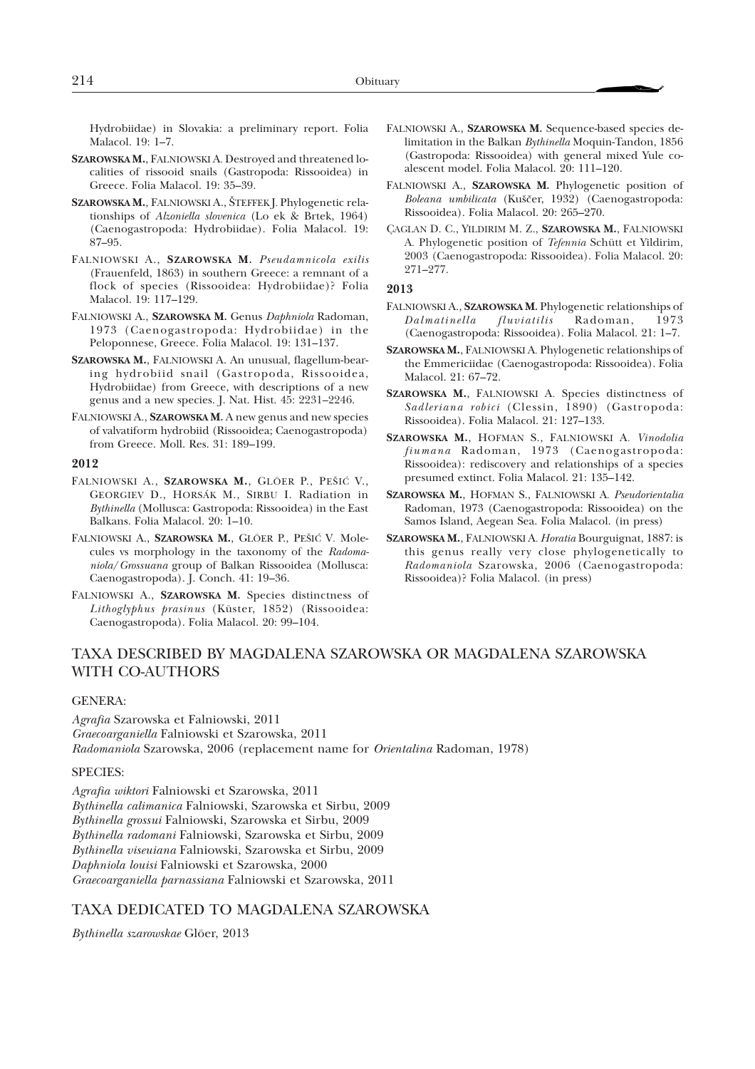Hydrobiidae) in Slovakia: a preliminary report. Folia Malacol. 19: 1–7.

**SZAROWSKA M.**, FALNIOWSKI A. Destroyed and threatened localities of rissooid snails (Gastropoda: Rissooidea) in Greece. Folia Malacol. 19: 35–39.

**SZAROWSKA M.**, FALNIOWSKI A., ŠTEFFEK J. Phylogenetic relationships of *Alzoniella slovenica* (Lo ek & Brtek, 1964) (Caenogastropoda: Hydrobiidae). Folia Malacol. 19: 87–95.

FALNIOWSKI A., **SZAROWSKA M.** *Pseudamnicola exilis* (Frauenfeld, 1863) in southern Greece: a remnant of a flock of species (Rissooidea: Hydrobiidae)? Folia Malacol. 19: 117–129.

FALNIOWSKI A., **SZAROWSKA M.** Genus *Daphniola* Radoman, 1973 (Caenogastropoda: Hydrobiidae) in the Peloponnese, Greece. Folia Malacol. 19: 131–137.

**SZAROWSKA M.**, FALNIOWSKI A. An unusual, flagellum-bearing hydrobiid snail (Gastropoda, Rissooidea, Hydrobiidae) from Greece, with descriptions of a new genus and a new species. J. Nat. Hist. 45: 2231–2246.

FALNIOWSKI A., **SZAROWSKA M.** A new genus and new species of valvatiform hydrobiid (Rissooidea; Caenogastropoda) from Greece. Moll. Res. 31: 189–199.

**2012**

FALNIOWSKI A., **SZAROWSKA M.**, GLÖER P., PEŠIĆ V., GEORGIEV D., HORSÁK M., SIRBU I. Radiation in *Bythinella* (Mollusca: Gastropoda: Rissooidea) in the East Balkans. Folia Malacol. 20: 1–10.

FALNIOWSKI A., **SZAROWSKA M.**, GLÖER P., PEŠIĆ V. Molecules vs morphology in the taxonomy of the *Radomaniola/Grossuana* group of Balkan Rissooidea (Mollusca: Caenogastropoda). J. Conch. 41: 19–36.

FALNIOWSKI A., **SZAROWSKA M.** Species distinctness of *Lithoglyphus prasinus* (Küster, 1852) (Rissooidea: Caenogastropoda). Folia Malacol. 20: 99–104.

FALNIOWSKI A., **SZAROWSKA M.** Sequence-based species delimitation in the Balkan *Bythinella* Moquin-Tandon, 1856 (Gastropoda: Rissooidea) with general mixed Yule coalescent model. Folia Malacol. 20: 111–120.

FALNIOWSKI A., **SZAROWSKA M.** Phylogenetic position of *Boleana umbilicata* (Kuščer, 1932) (Caenogastropoda: Rissooidea). Folia Malacol. 20: 265–270.

ÇAGLAN D. C., YILDIRIM M. Z., **SZAROWSKA M.**, FALNIOWSKI A. Phylogenetic position of *Tefennia* Schütt et Yildirim, 2003 (Caenogastropoda: Rissooidea). Folia Malacol. 20: 271–277.

**2013**

FALNIOWSKI A., **SZAROWSKA M.** Phylogenetic relationships of *Dalmatinella fluviatilis* Radoman, 1973 (Caenogastropoda: Rissooidea). Folia Malacol. 21: 1–7.

**SZAROWSKA M.**, FALNIOWSKI A. Phylogenetic relationships of the Emmericiidae (Caenogastropoda: Rissooidea). Folia Malacol. 21: 67–72.

**SZAROWSKA M.**, FALNIOWSKI A. Species distinctness of *Sadleriana robici* (Clessin, 1890) (Gastropoda: Rissooidea). Folia Malacol. 21: 127–133.

**SZAROWSKA M.**, HOFMAN S., FALNIOWSKI A. *Vinodolia fiumana* Radoman, 1973 (Caenogastropoda: Rissooidea): rediscovery and relationships of a species presumed extinct. Folia Malacol. 21: 135–142.

**SZAROWSKA M.**, HOFMAN S., FALNIOWSKI A. *Pseudorientalia* Radoman, 1973 (Caenogastropoda: Rissooidea) on the Samos Island, Aegean Sea. Folia Malacol. (in press)

**SZAROWSKA M.**, FALNIOWSKI A. *Horatia* Bourguignat, 1887: is this genus really very close phylogenetically to *Radomaniola* Szarowska, 2006 (Caenogastropoda: Rissooidea)? Folia Malacol. (in press)

## TAXA DESCRIBED BY MAGDALENA SZAROWSKA OR MAGDALENA SZAROWSKA WITH CO-AUTHORS

### GENERA:

*Agrafia* Szarowska et Falniowski, 2011
*Graecoarganiella* Falniowski et Szarowska, 2011
*Radomaniola* Szarowska, 2006 (replacement name for *Orientalina* Radoman, 1978)

### SPECIES:

*Agrafia wiktori* Falniowski et Szarowska, 2011
*Bythinella calimanica* Falniowski, Szarowska et Sirbu, 2009
*Bythinella grossui* Falniowski, Szarowska et Sirbu, 2009
*Bythinella radomani* Falniowski, Szarowska et Sirbu, 2009
*Bythinella viseuiana* Falniowski, Szarowska et Sirbu, 2009
*Daphniola louisi* Falniowski et Szarowska, 2000
*Graecoarganiella parnassiana* Falniowski et Szarowska, 2011

## TAXA DEDICATED TO MAGDALENA SZAROWSKA

*Bythinella szarowskae* Glöer, 2013